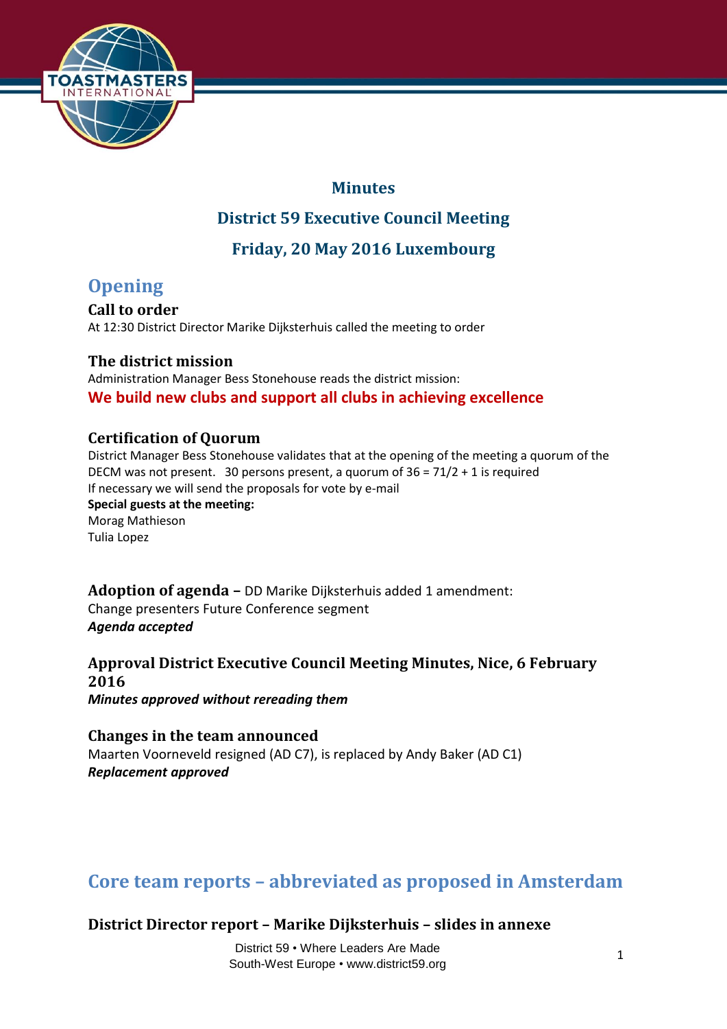# Minutes

# District 59 Executive Council Meeting

# Friday, 20 May 2016 Luxembourg

## Opening

### Call to order

At 12:30 District Director Marike Dijksterhuis called the meeting to order

### The district mission

Administration Manager Bess Stonehouse reads the district mission:

**We build new clubs and support all clubs in achieving excellence**

### Certification of Quorum

District Manager Bess Stonehouse validates that at the opening of the meeting a quorum of the DECM was not present.   30 persons present, a quorum of 36 = 71/2 + 1 is required

If necessary we will send the proposals for vote by e-mail

**Special guests at the meeting:**

Morag Mathieson

Tulia Lopez

**Adoption of agenda –** DD Marike Dijksterhuis added 1 amendment:

Change presenters Future Conference segment

***Agenda accepted***

### Approval District Executive Council Meeting Minutes, Nice, 6 February 2016

***Minutes approved without rereading them***

### Changes in the team announced

Maarten Voorneveld resigned (AD C7), is replaced by Andy Baker (AD C1)

***Replacement approved***

## Core team reports – abbreviated as proposed in Amsterdam

### District Director report – Marike Dijksterhuis – slides in annexe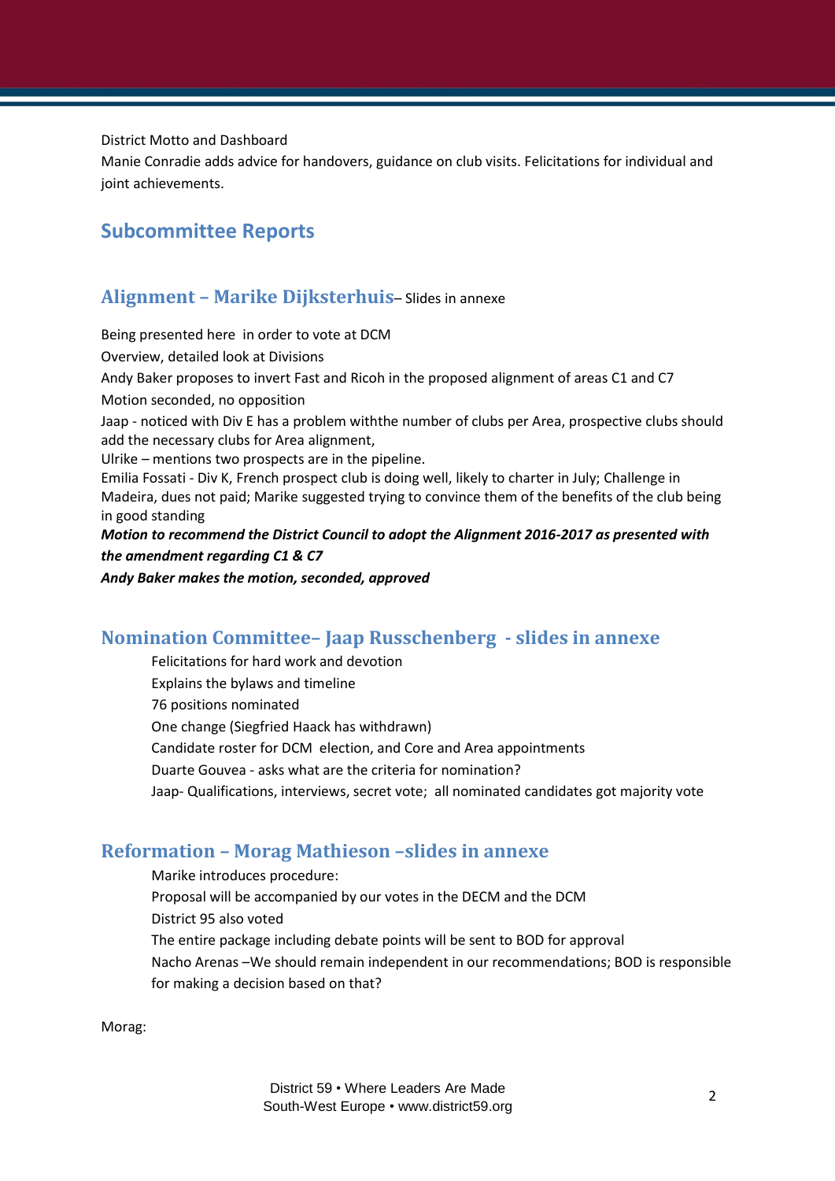District Motto and Dashboard

Manie Conradie adds advice for handovers, guidance on club visits. Felicitations for individual and joint achievements.

## Subcommittee Reports

### Alignment – Marike Dijksterhuis– Slides in annexe

Being presented here in order to vote at DCM

Overview, detailed look at Divisions

Andy Baker proposes to invert Fast and Ricoh in the proposed alignment of areas C1 and C7

Motion seconded, no opposition

Jaap - noticed with Div E has a problem withthe number of clubs per Area, prospective clubs should add the necessary clubs for Area alignment,

Ulrike – mentions two prospects are in the pipeline.

Emilia Fossati - Div K, French prospect club is doing well, likely to charter in July; Challenge in Madeira, dues not paid; Marike suggested trying to convince them of the benefits of the club being in good standing

***Motion to recommend the District Council to adopt the Alignment 2016-2017 as presented with the amendment regarding C1 & C7***

***Andy Baker makes the motion, seconded, approved***

### Nomination Committee– Jaap Russchenberg - slides in annexe

Felicitations for hard work and devotion

Explains the bylaws and timeline

76 positions nominated

One change (Siegfried Haack has withdrawn)

Candidate roster for DCM election, and Core and Area appointments

Duarte Gouvea - asks what are the criteria for nomination?

Jaap- Qualifications, interviews, secret vote; all nominated candidates got majority vote

### Reformation – Morag Mathieson –slides in annexe

Marike introduces procedure:

Proposal will be accompanied by our votes in the DECM and the DCM

District 95 also voted

The entire package including debate points will be sent to BOD for approval

Nacho Arenas –We should remain independent in our recommendations; BOD is responsible for making a decision based on that?

Morag: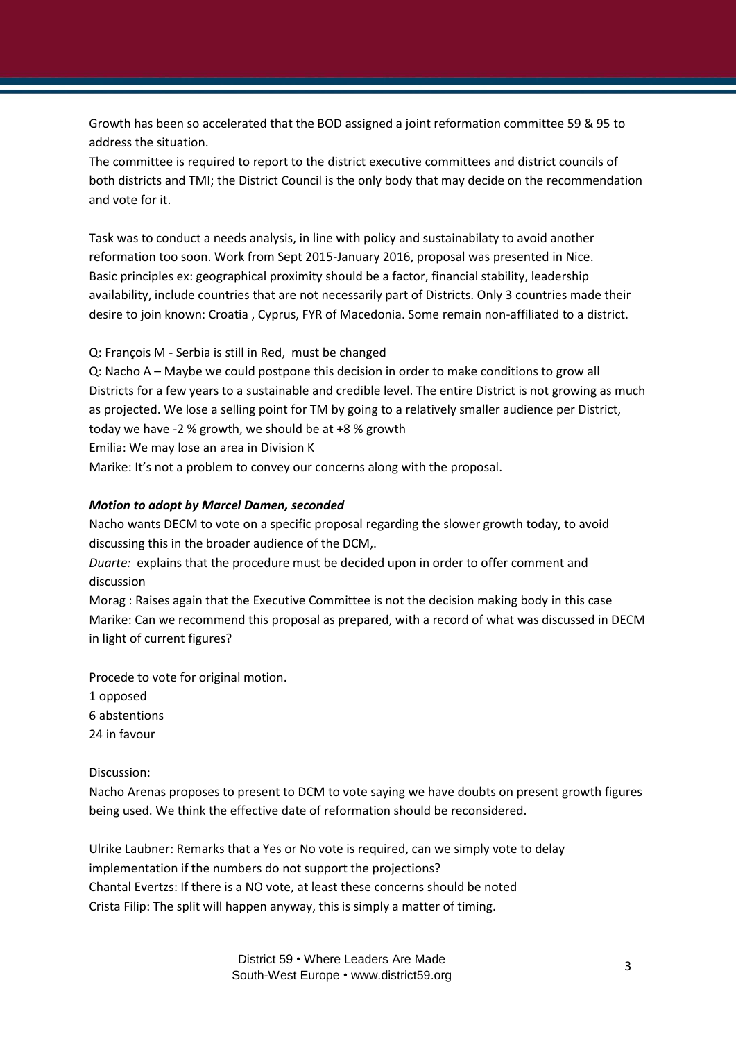Growth has been so accelerated that the BOD assigned a joint reformation committee 59 & 95 to address the situation.

The committee is required to report to the district executive committees and district councils of both districts and TMI; the District Council is the only body that may decide on the recommendation and vote for it.

Task was to conduct a needs analysis, in line with policy and sustainabilaty to avoid another reformation too soon. Work from Sept 2015-January 2016, proposal was presented in Nice. Basic principles ex: geographical proximity should be a factor, financial stability, leadership availability, include countries that are not necessarily part of Districts. Only 3 countries made their desire to join known: Croatia , Cyprus, FYR of Macedonia. Some remain non-affiliated to a district.

Q: François M - Serbia is still in Red, must be changed

Q: Nacho A – Maybe we could postpone this decision in order to make conditions to grow all Districts for a few years to a sustainable and credible level. The entire District is not growing as much as projected. We lose a selling point for TM by going to a relatively smaller audience per District, today we have -2 % growth, we should be at +8 % growth

Emilia: We may lose an area in Division K

Marike: It's not a problem to convey our concerns along with the proposal.

***Motion to adopt by Marcel Damen, seconded***

Nacho wants DECM to vote on a specific proposal regarding the slower growth today, to avoid discussing this in the broader audience of the DCM,.

*Duarte:* explains that the procedure must be decided upon in order to offer comment and discussion

Morag : Raises again that the Executive Committee is not the decision making body in this case

Marike: Can we recommend this proposal as prepared, with a record of what was discussed in DECM in light of current figures?

Procede to vote for original motion.

1 opposed

6 abstentions

24 in favour

Discussion:

Nacho Arenas proposes to present to DCM to vote saying we have doubts on present growth figures being used. We think the effective date of reformation should be reconsidered.

Ulrike Laubner: Remarks that a Yes or No vote is required, can we simply vote to delay implementation if the numbers do not support the projections?

Chantal Evertzs: If there is a NO vote, at least these concerns should be noted

Crista Filip: The split will happen anyway, this is simply a matter of timing.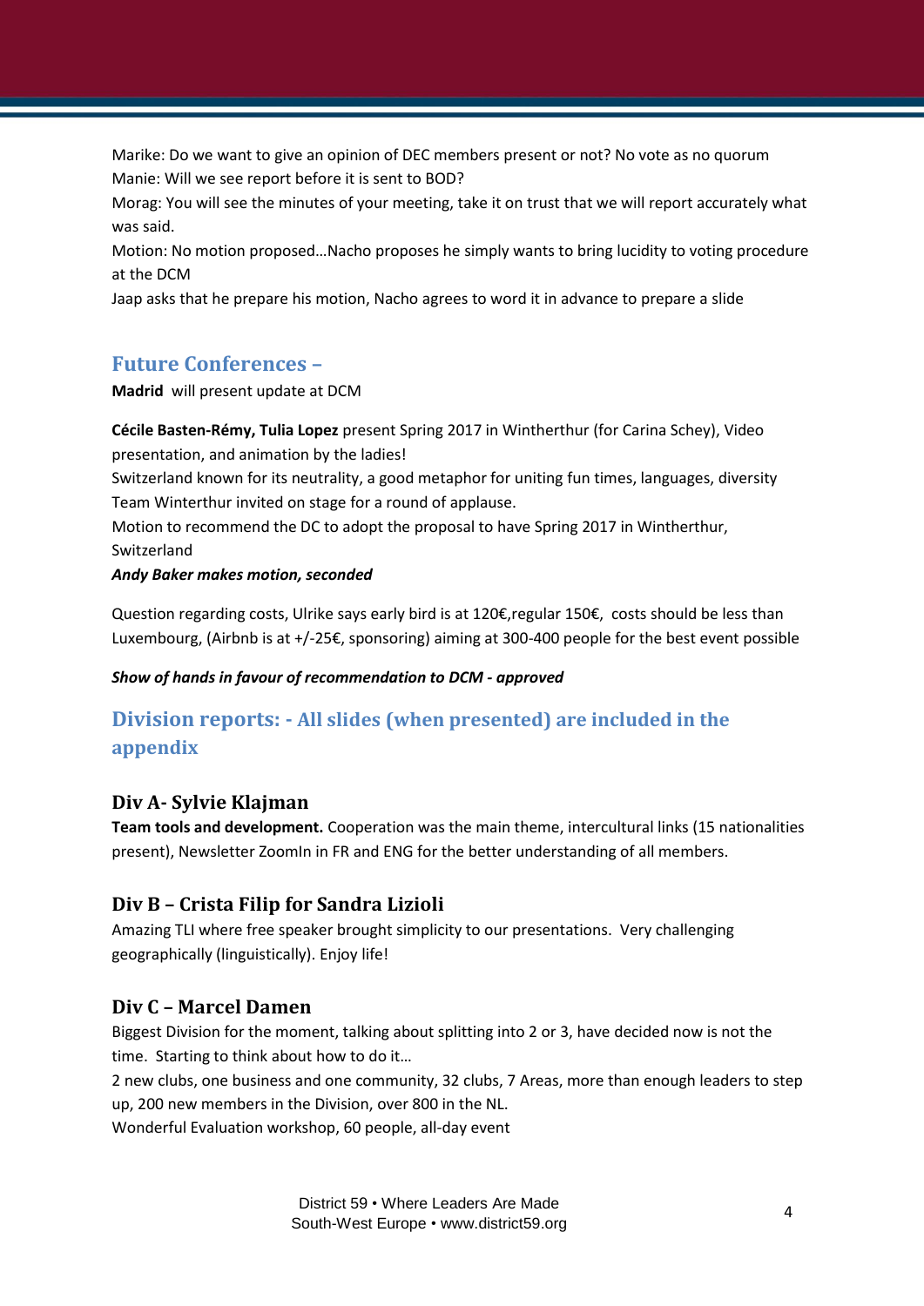Marike: Do we want to give an opinion of DEC members present or not? No vote as no quorum
Manie: Will we see report before it is sent to BOD?
Morag: You will see the minutes of your meeting, take it on trust that we will report accurately what was said.
Motion: No motion proposed…Nacho proposes he simply wants to bring lucidity to voting procedure at the DCM
Jaap asks that he prepare his motion, Nacho agrees to word it in advance to prepare a slide

## Future Conferences –

**Madrid** will present update at DCM

**Cécile Basten-Rémy, Tulia Lopez** present Spring 2017 in Wintherthur (for Carina Schey), Video presentation, and animation by the ladies!
Switzerland known for its neutrality, a good metaphor for uniting fun times, languages, diversity
Team Winterthur invited on stage for a round of applause.
Motion to recommend the DC to adopt the proposal to have Spring 2017 in Wintherthur, Switzerland
***Andy Baker makes motion, seconded***

Question regarding costs, Ulrike says early bird is at 120€,regular 150€, costs should be less than Luxembourg, (Airbnb is at +/-25€, sponsoring) aiming at 300-400 people for the best event possible

***Show of hands in favour of recommendation to DCM - approved***

## Division reports: - All slides (when presented) are included in the appendix

### Div A- Sylvie Klajman

**Team tools and development.** Cooperation was the main theme, intercultural links (15 nationalities present), Newsletter ZoomIn in FR and ENG for the better understanding of all members.

### Div B – Crista Filip for Sandra Lizioli

Amazing TLI where free speaker brought simplicity to our presentations. Very challenging geographically (linguistically). Enjoy life!

### Div C – Marcel Damen

Biggest Division for the moment, talking about splitting into 2 or 3, have decided now is not the time. Starting to think about how to do it…
2 new clubs, one business and one community, 32 clubs, 7 Areas, more than enough leaders to step up, 200 new members in the Division, over 800 in the NL.
Wonderful Evaluation workshop, 60 people, all-day event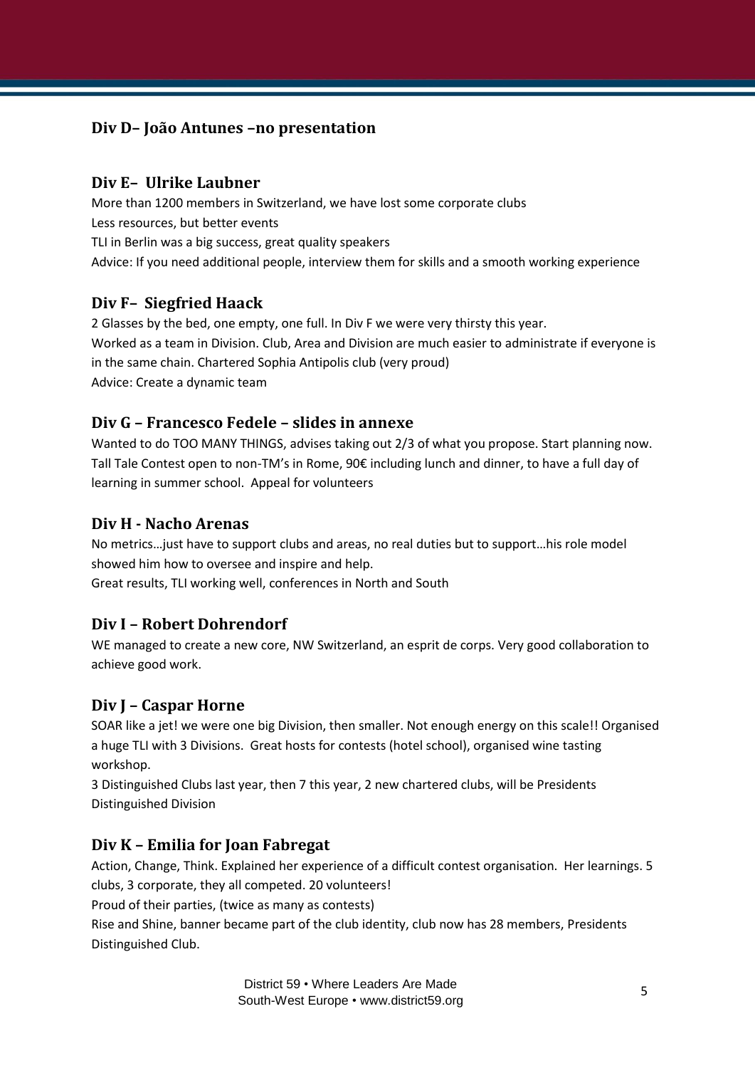## Div D– João Antunes –no presentation

## Div E– Ulrike Laubner

More than 1200 members in Switzerland, we have lost some corporate clubs
Less resources, but better events
TLI in Berlin was a big success, great quality speakers
Advice: If you need additional people, interview them for skills and a smooth working experience

## Div F– Siegfried Haack

2 Glasses by the bed, one empty, one full. In Div F we were very thirsty this year.
Worked as a team in Division. Club, Area and Division are much easier to administrate if everyone is in the same chain. Chartered Sophia Antipolis club (very proud)
Advice: Create a dynamic team

## Div G – Francesco Fedele – slides in annexe

Wanted to do TOO MANY THINGS, advises taking out 2/3 of what you propose. Start planning now. Tall Tale Contest open to non-TM's in Rome, 90€ including lunch and dinner, to have a full day of learning in summer school. Appeal for volunteers

## Div H - Nacho Arenas

No metrics…just have to support clubs and areas, no real duties but to support…his role model showed him how to oversee and inspire and help.
Great results, TLI working well, conferences in North and South

## Div I – Robert Dohrendorf

WE managed to create a new core, NW Switzerland, an esprit de corps. Very good collaboration to achieve good work.

## Div J – Caspar Horne

SOAR like a jet! we were one big Division, then smaller. Not enough energy on this scale!! Organised a huge TLI with 3 Divisions. Great hosts for contests (hotel school), organised wine tasting workshop.
3 Distinguished Clubs last year, then 7 this year, 2 new chartered clubs, will be Presidents Distinguished Division

## Div K – Emilia for Joan Fabregat

Action, Change, Think. Explained her experience of a difficult contest organisation. Her learnings. 5 clubs, 3 corporate, they all competed. 20 volunteers!
Proud of their parties, (twice as many as contests)
Rise and Shine, banner became part of the club identity, club now has 28 members, Presidents Distinguished Club.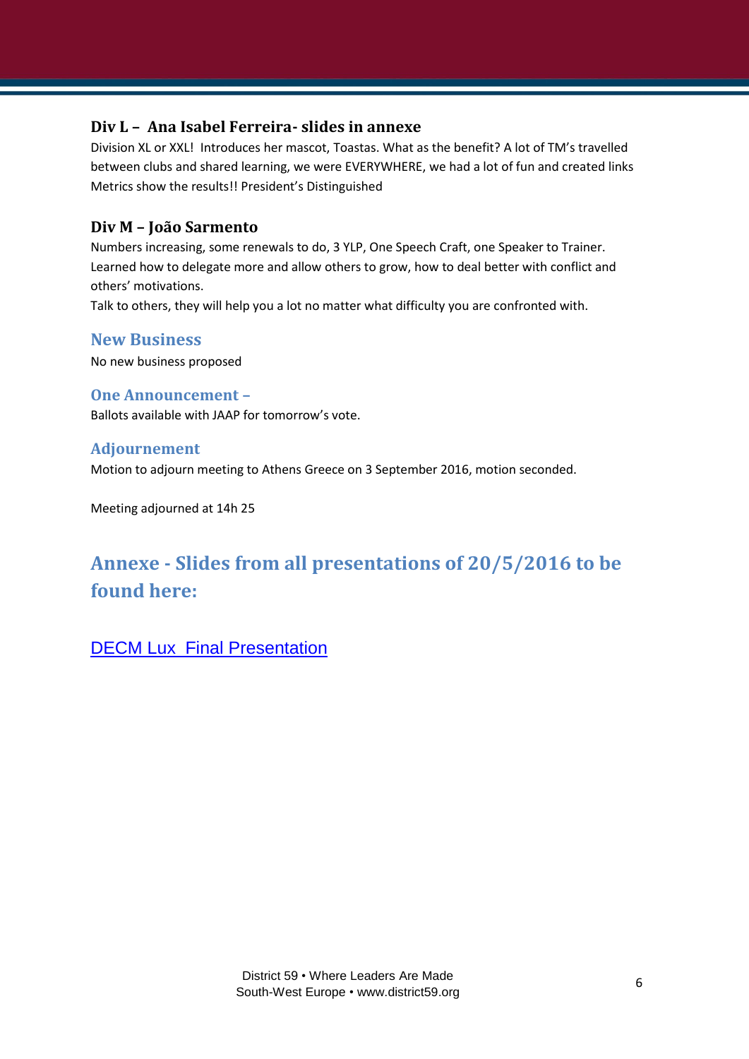### Div L – Ana Isabel Ferreira- slides in annexe

Division XL or XXL! Introduces her mascot, Toastas. What as the benefit? A lot of TM's travelled between clubs and shared learning, we were EVERYWHERE, we had a lot of fun and created links Metrics show the results!! President's Distinguished

### Div M – João Sarmento

Numbers increasing, some renewals to do, 3 YLP, One Speech Craft, one Speaker to Trainer. Learned how to delegate more and allow others to grow, how to deal better with conflict and others' motivations.

Talk to others, they will help you a lot no matter what difficulty you are confronted with.

## New Business

No new business proposed

## One Announcement –

Ballots available with JAAP for tomorrow's vote.

## Adjournement

Motion to adjourn meeting to Athens Greece on 3 September 2016, motion seconded.

Meeting adjourned at 14h 25

# Annexe - Slides from all presentations of 20/5/2016 to be found here:

DECM Lux Final Presentation

District 59 • Where Leaders Are Made
South-West Europe • www.district59.org